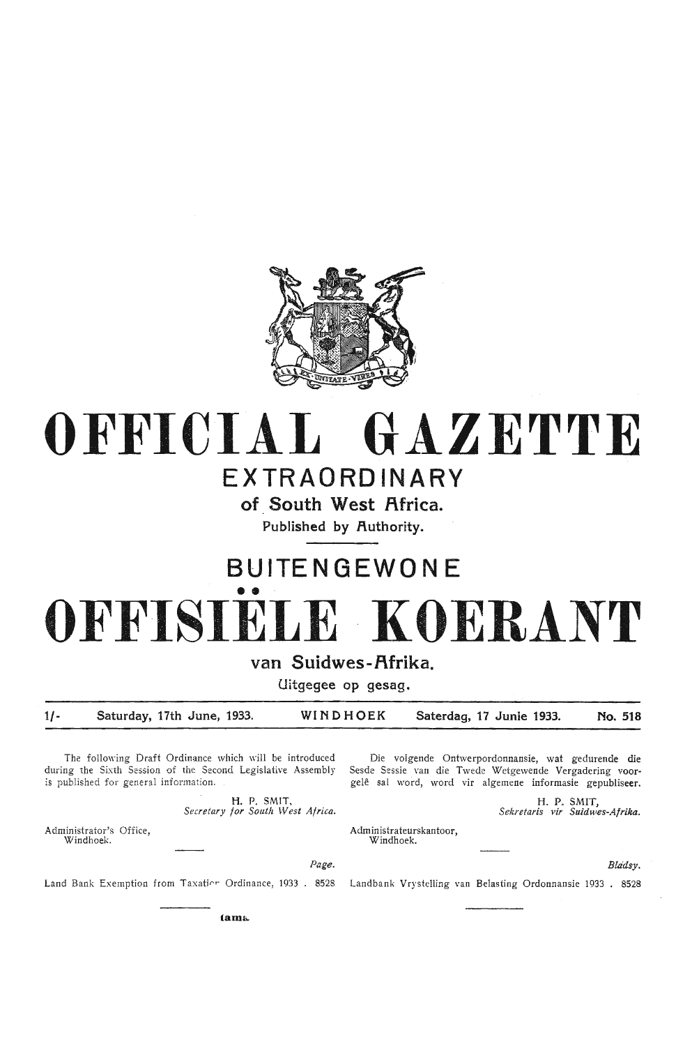# OFFICIAL GAZETTE

## EXTRAORDINARY

### of South West Africa.

Published by Authority.

# BUITENGEWONE

# OFFISIËLE KOERANT

### van Suidwes-Afrika.

Uitgegee op gesag.

| 1/- | Saturday, 17th June, 1933. | WINDHOEK | Saterdag, 17 Junie 1933. | No. 518 |
|---|---|---|---|---|

The following Draft Ordinance which will be introduced during the Sixth Session of the Second Legislative Assembly is published for general information.

H. P. SMIT,
*Secretary for South West Africa.*

Administrator's Office,
Windhoek.

Die volgende Ontwerpordonnansie, wat gedurende die Sesde Sessie van die Twede Wetgewende Vergadering voorgelê sal word, word vir algemene informasie gepubliseer.

H. P. SMIT,
*Sekretaris vir Suidwes-Afrika.*

Administrateurskantoor,
Windhoek.

| | *Page.* |
|---|---|
| Land Bank Exemption from Taxation Ordinance, 1933 . | 8528 |

| | *Bladsy.* |
|---|---|
| Landbank Vrystelling van Belasting Ordonnansie 1933 . | 8528 |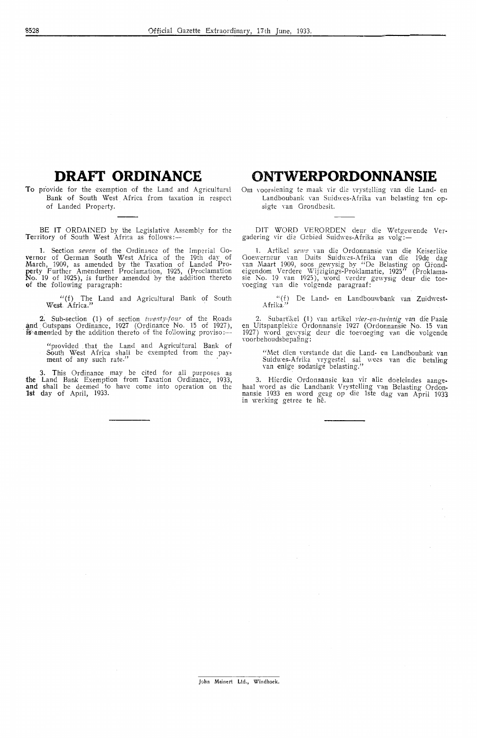# DRAFT ORDINANCE

To provide for the exemption of the Land and Agricultural Bank of South West Africa from taxation in respect of Landed Property.

BE IT ORDAINED by the Legislative Assembly for the Territory of South West Africa as follows:—

1. Section *seven* of the Ordinance of the Imperial Governor of German South West Africa of the 19th day of March, 1909, as amended by the Taxation of Landed Property Further Amendment Proclamation, 1925, (Proclamation No. 19 of 1925), is further amended by the addition thereto of the following paragraph:

> "(f) The Land and Agricultural Bank of South West Africa."

2. Sub-section (1) of section *twenty-four* of the Roads and Outspans Ordinance, 1927 (Ordinance No. 15 of 1927), is amended by the addition thereto of the following proviso:—

> "provided that the Land and Agricultural Bank of South West Africa shall be exempted from the payment of any such rate."

3. This Ordinance may be cited for all purposes as the Land Bank Exemption from Taxation Ordinance, 1933, and shall be deemed to have come into operation on the 1st day of April, 1933.

# ONTWERPORDONNANSIE

Om voorsiening te maak vir die vrystelling van die Land- en Landboubank van Suidwes-Afrika van belasting ten opsigte van Grondbesit.

DIT WORD VERORDEN deur die Wetgewende Vergadering vir die Gebied Suidwes-Afrika as volg:—

1. Artikel *sewe* van die Ordonnansie van die Keiserlike Goewerneur van Duits Suidwes-Afrika van die 19de dag van Maart 1909, soos gewysig by "De Belasting op Grondeigendom Verdere Wijzigings-Proklamatie, 1925" (Proklamasie No. 19 van 1925), word verder gewysig deur die toevoeging van die volgende paragraaf:

> "(f) De Land- en Landbouwbank van Zuidwest-Afrika."

2. Subartikel (1) van artikel *vier-en-twintig* van die Paaie en Uitspanplekke Ordonnansie 1927 (Ordonnansie No. 15 van 1927) word gewysig deur die toevoeging van die volgende voorbehoudsbepaling:

> "Met dien verstande dat die Land- en Landboubank van Suidwes-Afrika vrygestel sal wees van die betaling van enige sodanige belasting."

3. Hierdie Ordonnansie kan vir alle doeleindes aangehaal word as die Landbank Vrystelling van Belasting Ordonnansie 1933 en word geag op die 1ste dag van April 1933 in werking getree te hê.

John Meinert Ltd., Windhoek.